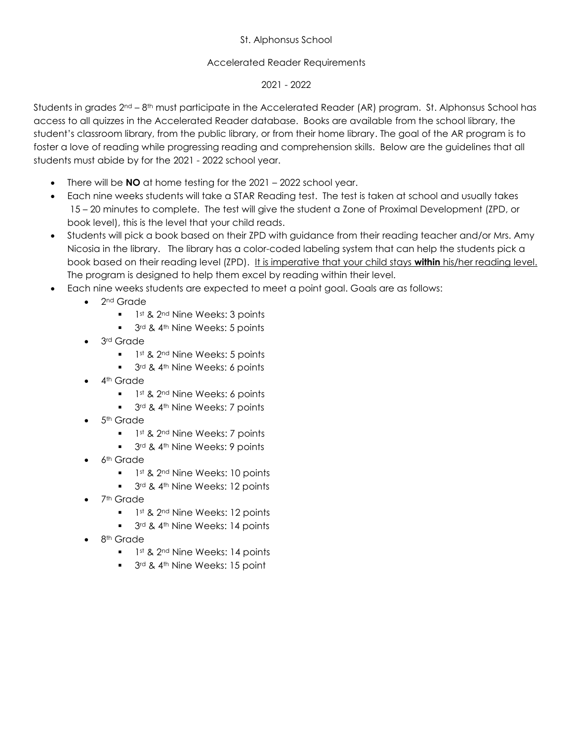St. Alphonsus School

Accelerated Reader Requirements

2021 - 2022

Students in grades 2nd – 8th must participate in the Accelerated Reader (AR) program. St. Alphonsus School has access to all quizzes in the Accelerated Reader database. Books are available from the school library, the student's classroom library, from the public library, or from their home library. The goal of the AR program is to foster a love of reading while progressing reading and comprehension skills. Below are the guidelines that all students must abide by for the 2021 - 2022 school year.

- There will be **NO** at home testing for the 2021 – 2022 school year.
- Each nine weeks students will take a STAR Reading test. The test is taken at school and usually takes 15 – 20 minutes to complete. The test will give the student a Zone of Proximal Development (ZPD, or book level), this is the level that your child reads.
- Students will pick a book based on their ZPD with guidance from their reading teacher and/or Mrs. Amy Nicosia in the library. The library has a color-coded labeling system that can help the students pick a book based on their reading level (ZPD). <u>It is imperative that your child stays **within** his/her reading level.</u> The program is designed to help them excel by reading within their level.
- Each nine weeks students are expected to meet a point goal. Goals are as follows:
  - 2nd Grade
    - 1st & 2nd Nine Weeks: 3 points
    - 3rd & 4th Nine Weeks: 5 points
  - 3rd Grade
    - 1st & 2nd Nine Weeks: 5 points
    - 3rd & 4th Nine Weeks: 6 points
  - 4th Grade
    - 1st & 2nd Nine Weeks: 6 points
    - 3rd & 4th Nine Weeks: 7 points
  - 5th Grade
    - 1st & 2nd Nine Weeks: 7 points
    - 3rd & 4th Nine Weeks: 9 points
  - 6th Grade
    - 1st & 2nd Nine Weeks: 10 points
    - 3rd & 4th Nine Weeks: 12 points
  - 7th Grade
    - 1st & 2nd Nine Weeks: 12 points
    - 3rd & 4th Nine Weeks: 14 points
  - 8th Grade
    - 1st & 2nd Nine Weeks: 14 points
    - 3rd & 4th Nine Weeks: 15 point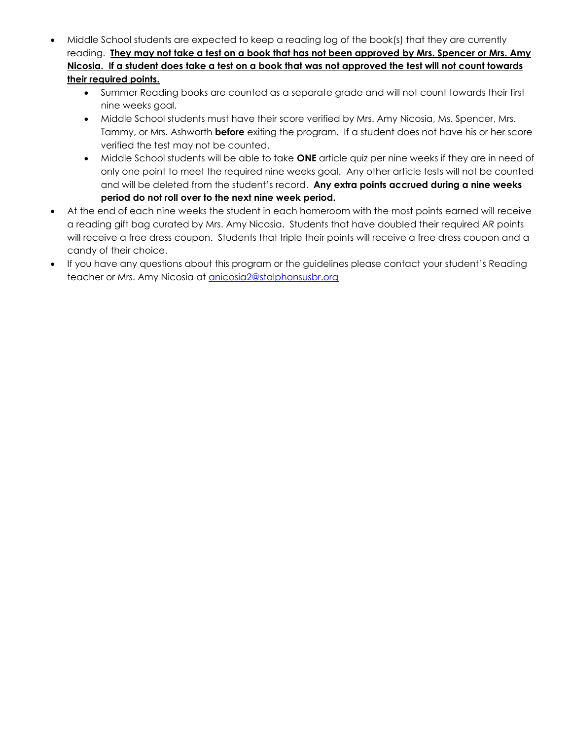- Middle School students are expected to keep a reading log of the book(s) that they are currently reading. **<u>They may not take a test on a book that has not been approved by Mrs. Spencer or Mrs. Amy Nicosia. If a student does take a test on a book that was not approved the test will not count towards their required points.</u>**
  - Summer Reading books are counted as a separate grade and will not count towards their first nine weeks goal.
  - Middle School students must have their score verified by Mrs. Amy Nicosia, Ms. Spencer, Mrs. Tammy, or Mrs. Ashworth **before** exiting the program. If a student does not have his or her score verified the test may not be counted.
  - Middle School students will be able to take **ONE** article quiz per nine weeks if they are in need of only one point to meet the required nine weeks goal. Any other article tests will not be counted and will be deleted from the student's record. **Any extra points accrued during a nine weeks period do not roll over to the next nine week period.**
- At the end of each nine weeks the student in each homeroom with the most points earned will receive a reading gift bag curated by Mrs. Amy Nicosia. Students that have doubled their required AR points will receive a free dress coupon. Students that triple their points will receive a free dress coupon and a candy of their choice.
- If you have any questions about this program or the guidelines please contact your student's Reading teacher or Mrs. Amy Nicosia at [anicosia2@stalphonsusbr.org](mailto:anicosia2@stalphonsusbr.org)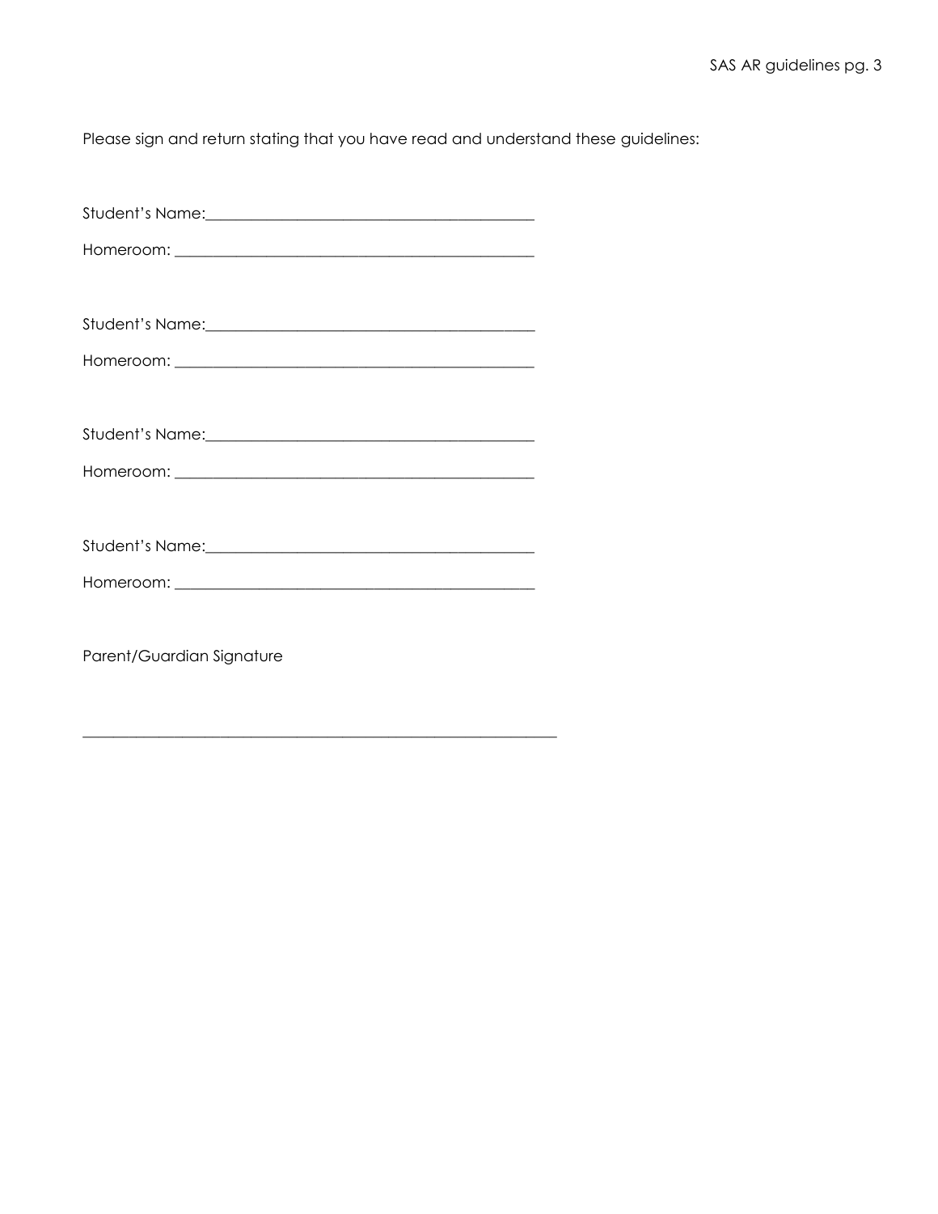Please sign and return stating that you have read and understand these guidelines:

Student's Name:_____________________________________________

Homeroom: _______________________________________________

Student's Name:_____________________________________________

Homeroom: _______________________________________________

Student's Name:_____________________________________________

Homeroom: _______________________________________________

Student's Name:_____________________________________________

Homeroom: _______________________________________________

Parent/Guardian Signature

________________________________________________________________